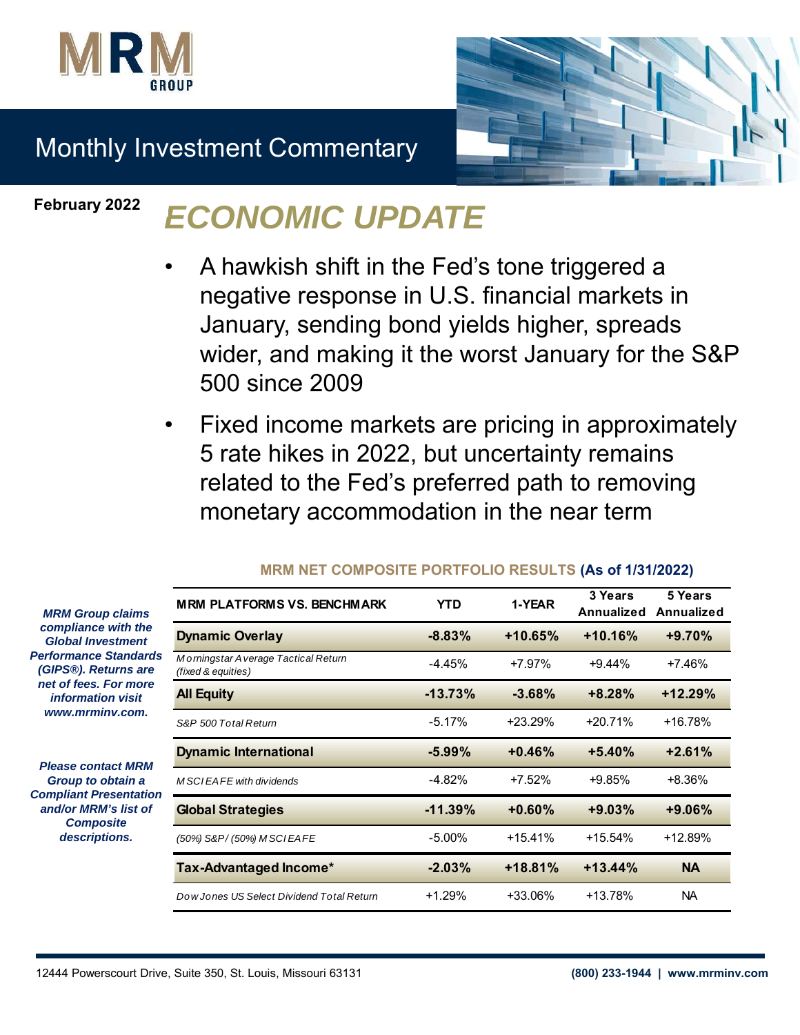# Monthly Investment Commentary

**February 2022**

## *ECONOMIC UPDATE*

- A hawkish shift in the Fed's tone triggered a negative response in U.S. financial markets in January, sending bond yields higher, spreads wider, and making it the worst January for the S&P 500 since 2009
- Fixed income markets are pricing in approximately 5 rate hikes in 2022, but uncertainty remains related to the Fed's preferred path to removing monetary accommodation in the near term

***MRM Group claims compliance with the Global Investment Performance Standards (GIPS®). Returns are net of fees. For more information visit www.mrminv.com.***

***Please contact MRM Group to obtain a Compliant Presentation and/or MRM's list of Composite descriptions.***

**MRM NET COMPOSITE PORTFOLIO RESULTS (As of 1/31/2022)**

| MRM PLATFORMS VS. BENCHMARK | YTD | 1-YEAR | 3 Years Annualized | 5 Years Annualized |
|---|---|---|---|---|
| **Dynamic Overlay** | **-8.83%** | **+10.65%** | **+10.16%** | **+9.70%** |
| *Morningstar Average Tactical Return (fixed & equities)* | -4.45% | +7.97% | +9.44% | +7.46% |
| **All Equity** | **-13.73%** | **-3.68%** | **+8.28%** | **+12.29%** |
| *S&P 500 Total Return* | -5.17% | +23.29% | +20.71% | +16.78% |
| **Dynamic International** | **-5.99%** | **+0.46%** | **+5.40%** | **+2.61%** |
| *MSCI EAFE with dividends* | -4.82% | +7.52% | +9.85% | +8.36% |
| **Global Strategies** | **-11.39%** | **+0.60%** | **+9.03%** | **+9.06%** |
| *(50%) S&P/ (50%) MSCI EAFE* | -5.00% | +15.41% | +15.54% | +12.89% |
| **Tax-Advantaged Income*** | **-2.03%** | **+18.81%** | **+13.44%** | **NA** |
| *Dow Jones US Select Dividend Total Return* | +1.29% | +33.06% | +13.78% | NA |

12444 Powerscourt Drive, Suite 350, St. Louis, Missouri 63131 | (800) 233-1944 | www.mrminv.com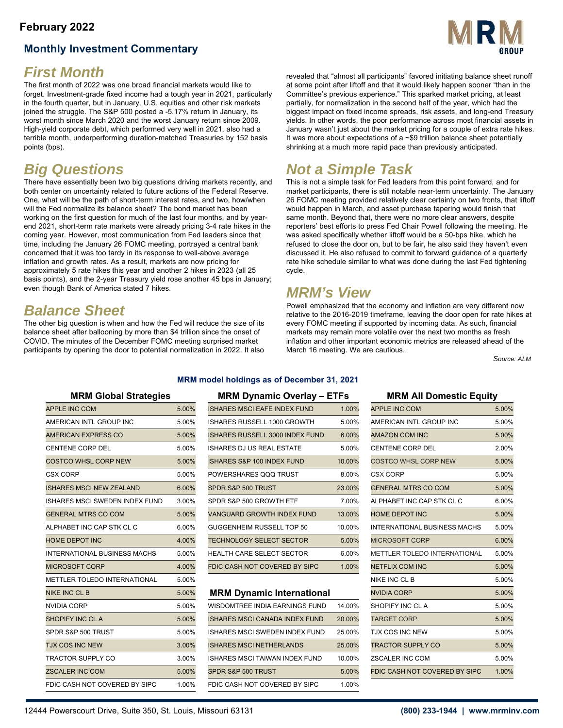**February 2022**

## Monthly Investment Commentary

# First Month

The first month of 2022 was one broad financial markets would like to forget. Investment-grade fixed income had a tough year in 2021, particularly in the fourth quarter, but in January, U.S. equities and other risk markets joined the struggle. The S&P 500 posted a -5.17% return in January, its worst month since March 2020 and the worst January return since 2009. High-yield corporate debt, which performed very well in 2021, also had a terrible month, underperforming duration-matched Treasuries by 152 basis points (bps).

# Big Questions

There have essentially been two big questions driving markets recently, and both center on uncertainty related to future actions of the Federal Reserve. One, what will be the path of short-term interest rates, and two, how/when will the Fed normalize its balance sheet? The bond market has been working on the first question for much of the last four months, and by year-end 2021, short-term rate markets were already pricing 3-4 rate hikes in the coming year. However, most communication from Fed leaders since that time, including the January 26 FOMC meeting, portrayed a central bank concerned that it was too tardy in its response to well-above average inflation and growth rates. As a result, markets are now pricing for approximately 5 rate hikes this year and another 2 hikes in 2023 (all 25 basis points), and the 2-year Treasury yield rose another 45 bps in January; even though Bank of America stated 7 hikes.

# Balance Sheet

The other big question is when and how the Fed will reduce the size of its balance sheet after ballooning by more than $4 trillion since the onset of COVID. The minutes of the December FOMC meeting surprised market participants by opening the door to potential normalization in 2022. It also revealed that "almost all participants" favored initiating balance sheet runoff at some point after liftoff and that it would likely happen sooner "than in the Committee's previous experience." This sparked market pricing, at least partially, for normalization in the second half of the year, which had the biggest impact on fixed income spreads, risk assets, and long-end Treasury yields. In other words, the poor performance across most financial assets in January wasn't just about the market pricing for a couple of extra rate hikes. It was more about expectations of a ~$9 trillion balance sheet potentially shrinking at a much more rapid pace than previously anticipated.

# Not a Simple Task

This is not a simple task for Fed leaders from this point forward, and for market participants, there is still notable near-term uncertainty. The January 26 FOMC meeting provided relatively clear certainty on two fronts, that liftoff would happen in March, and asset purchase tapering would finish that same month. Beyond that, there were no more clear answers, despite reporters' best efforts to press Fed Chair Powell following the meeting. He was asked specifically whether liftoff would be a 50-bps hike, which he refused to close the door on, but to be fair, he also said they haven't even discussed it. He also refused to commit to forward guidance of a quarterly rate hike schedule similar to what was done during the last Fed tightening cycle.

# MRM's View

Powell emphasized that the economy and inflation are very different now relative to the 2016-2019 timeframe, leaving the door open for rate hikes at every FOMC meeting if supported by incoming data. As such, financial markets may remain more volatile over the next two months as fresh inflation and other important economic metrics are released ahead of the March 16 meeting. We are cautious.

*Source: ALM*

### MRM model holdings as of December 31, 2021

**MRM Global Strategies**

| Holding | Weight |
|---|---|
| APPLE INC COM | 5.00% |
| AMERICAN INTL GROUP INC | 5.00% |
| AMERICAN EXPRESS CO | 5.00% |
| CENTENE CORP DEL | 5.00% |
| COSTCO WHSL CORP NEW | 5.00% |
| CSX CORP | 5.00% |
| ISHARES MSCI NEW ZEALAND | 6.00% |
| ISHARES MSCI SWEDEN INDEX FUND | 3.00% |
| GENERAL MTRS CO COM | 5.00% |
| ALPHABET INC CAP STK CL C | 6.00% |
| HOME DEPOT INC | 4.00% |
| INTERNATIONAL BUSINESS MACHS | 5.00% |
| MICROSOFT CORP | 4.00% |
| METTLER TOLEDO INTERNATIONAL | 5.00% |
| NIKE INC CL B | 5.00% |
| NVIDIA CORP | 5.00% |
| SHOPIFY INC CL A | 5.00% |
| SPDR S&P 500 TRUST | 5.00% |
| TJX COS INC NEW | 3.00% |
| TRACTOR SUPPLY CO | 3.00% |
| ZSCALER INC COM | 5.00% |
| FDIC CASH NOT COVERED BY SIPC | 1.00% |

**MRM Dynamic Overlay – ETFs**

| Holding | Weight |
|---|---|
| ISHARES MSCI EAFE INDEX FUND | 1.00% |
| ISHARES RUSSELL 1000 GROWTH | 5.00% |
| ISHARES RUSSELL 3000 INDEX FUND | 6.00% |
| ISHARES DJ US REAL ESTATE | 5.00% |
| ISHARES S&P 100 INDEX FUND | 10.00% |
| POWERSHARES QQQ TRUST | 8.00% |
| SPDR S&P 500 TRUST | 23.00% |
| SPDR S&P 500 GROWTH ETF | 7.00% |
| VANGUARD GROWTH INDEX FUND | 13.00% |
| GUGGENHEIM RUSSELL TOP 50 | 10.00% |
| TECHNOLOGY SELECT SECTOR | 5.00% |
| HEALTH CARE SELECT SECTOR | 6.00% |
| FDIC CASH NOT COVERED BY SIPC | 1.00% |

**MRM Dynamic International**

| Holding | Weight |
|---|---|
| WISDOMTREE INDIA EARNINGS FUND | 14.00% |
| ISHARES MSCI CANADA INDEX FUND | 20.00% |
| ISHARES MSCI SWEDEN INDEX FUND | 25.00% |
| ISHARES MSCI NETHERLANDS | 25.00% |
| ISHARES MSCI TAIWAN INDEX FUND | 10.00% |
| SPDR S&P 500 TRUST | 5.00% |
| FDIC CASH NOT COVERED BY SIPC | 1.00% |

**MRM All Domestic Equity**

| Holding | Weight |
|---|---|
| APPLE INC COM | 5.00% |
| AMERICAN INTL GROUP INC | 5.00% |
| AMAZON COM INC | 5.00% |
| CENTENE CORP DEL | 2.00% |
| COSTCO WHSL CORP NEW | 5.00% |
| CSX CORP | 5.00% |
| GENERAL MTRS CO COM | 5.00% |
| ALPHABET INC CAP STK CL C | 6.00% |
| HOME DEPOT INC | 5.00% |
| INTERNATIONAL BUSINESS MACHS | 5.00% |
| MICROSOFT CORP | 6.00% |
| METTLER TOLEDO INTERNATIONAL | 5.00% |
| NETFLIX COM INC | 5.00% |
| NIKE INC CL B | 5.00% |
| NVIDIA CORP | 5.00% |
| SHOPIFY INC CL A | 5.00% |
| TARGET CORP | 5.00% |
| TJX COS INC NEW | 5.00% |
| TRACTOR SUPPLY CO | 5.00% |
| ZSCALER INC COM | 5.00% |
| FDIC CASH NOT COVERED BY SIPC | 1.00% |

12444 Powerscourt Drive, Suite 350, St. Louis, Missouri 63131 **(800) 233-1944 | www.mrminv.com**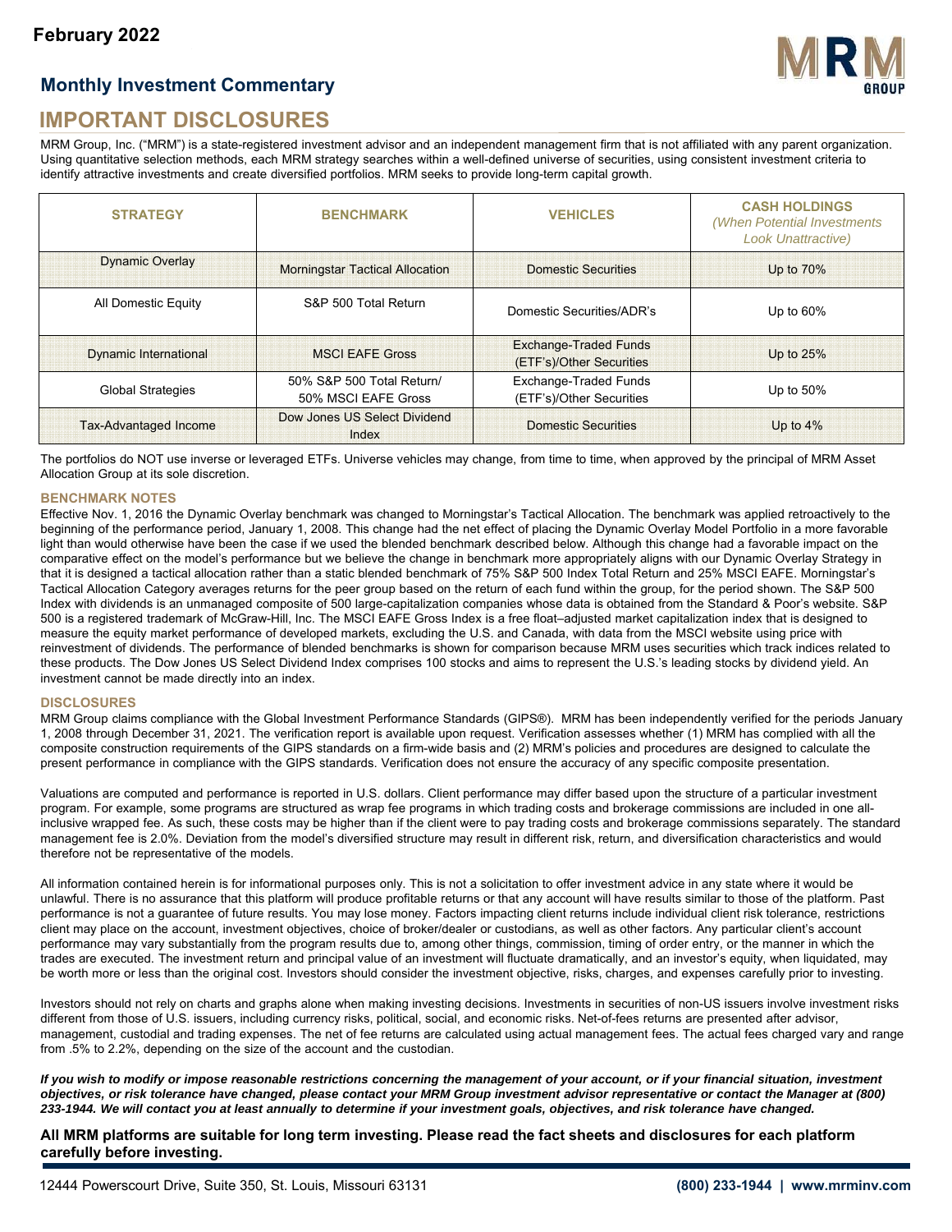**February 2022**

## Monthly Investment Commentary

# IMPORTANT DISCLOSURES

MRM Group, Inc. ("MRM") is a state-registered investment advisor and an independent management firm that is not affiliated with any parent organization. Using quantitative selection methods, each MRM strategy searches within a well-defined universe of securities, using consistent investment criteria to identify attractive investments and create diversified portfolios. MRM seeks to provide long-term capital growth.

| STRATEGY | BENCHMARK | VEHICLES | CASH HOLDINGS *(When Potential Investments Look Unattractive)* |
|---|---|---|---|
| Dynamic Overlay | Morningstar Tactical Allocation | Domestic Securities | Up to 70% |
| All Domestic Equity | S&P 500 Total Return | Domestic Securities/ADR's | Up to 60% |
| Dynamic International | MSCI EAFE Gross | Exchange-Traded Funds (ETF's)/Other Securities | Up to 25% |
| Global Strategies | 50% S&P 500 Total Return/ 50% MSCI EAFE Gross | Exchange-Traded Funds (ETF's)/Other Securities | Up to 50% |
| Tax-Advantaged Income | Dow Jones US Select Dividend Index | Domestic Securities | Up to 4% |

The portfolios do NOT use inverse or leveraged ETFs. Universe vehicles may change, from time to time, when approved by the principal of MRM Asset Allocation Group at its sole discretion.

### BENCHMARK NOTES

Effective Nov. 1, 2016 the Dynamic Overlay benchmark was changed to Morningstar's Tactical Allocation. The benchmark was applied retroactively to the beginning of the performance period, January 1, 2008. This change had the net effect of placing the Dynamic Overlay Model Portfolio in a more favorable light than would otherwise have been the case if we used the blended benchmark described below. Although this change had a favorable impact on the comparative effect on the model's performance but we believe the change in benchmark more appropriately aligns with our Dynamic Overlay Strategy in that it is designed a tactical allocation rather than a static blended benchmark of 75% S&P 500 Index Total Return and 25% MSCI EAFE. Morningstar's Tactical Allocation Category averages returns for the peer group based on the return of each fund within the group, for the period shown. The S&P 500 Index with dividends is an unmanaged composite of 500 large-capitalization companies whose data is obtained from the Standard & Poor's website. S&P 500 is a registered trademark of McGraw-Hill, Inc. The MSCI EAFE Gross Index is a free float–adjusted market capitalization index that is designed to measure the equity market performance of developed markets, excluding the U.S. and Canada, with data from the MSCI website using price with reinvestment of dividends. The performance of blended benchmarks is shown for comparison because MRM uses securities which track indices related to these products. The Dow Jones US Select Dividend Index comprises 100 stocks and aims to represent the U.S.'s leading stocks by dividend yield. An investment cannot be made directly into an index.

### DISCLOSURES

MRM Group claims compliance with the Global Investment Performance Standards (GIPS®). MRM has been independently verified for the periods January 1, 2008 through December 31, 2021. The verification report is available upon request. Verification assesses whether (1) MRM has complied with all the composite construction requirements of the GIPS standards on a firm-wide basis and (2) MRM's policies and procedures are designed to calculate the present performance in compliance with the GIPS standards. Verification does not ensure the accuracy of any specific composite presentation.

Valuations are computed and performance is reported in U.S. dollars. Client performance may differ based upon the structure of a particular investment program. For example, some programs are structured as wrap fee programs in which trading costs and brokerage commissions are included in one all-inclusive wrapped fee. As such, these costs may be higher than if the client were to pay trading costs and brokerage commissions separately. The standard management fee is 2.0%. Deviation from the model's diversified structure may result in different risk, return, and diversification characteristics and would therefore not be representative of the models.

All information contained herein is for informational purposes only. This is not a solicitation to offer investment advice in any state where it would be unlawful. There is no assurance that this platform will produce profitable returns or that any account will have results similar to those of the platform. Past performance is not a guarantee of future results. You may lose money. Factors impacting client returns include individual client risk tolerance, restrictions client may place on the account, investment objectives, choice of broker/dealer or custodians, as well as other factors. Any particular client's account performance may vary substantially from the program results due to, among other things, commission, timing of order entry, or the manner in which the trades are executed. The investment return and principal value of an investment will fluctuate dramatically, and an investor's equity, when liquidated, may be worth more or less than the original cost. Investors should consider the investment objective, risks, charges, and expenses carefully prior to investing.

Investors should not rely on charts and graphs alone when making investing decisions. Investments in securities of non-US issuers involve investment risks different from those of U.S. issuers, including currency risks, political, social, and economic risks. Net-of-fees returns are presented after advisor, management, custodial and trading expenses. The net of fee returns are calculated using actual management fees. The actual fees charged vary and range from .5% to 2.2%, depending on the size of the account and the custodian.

***If you wish to modify or impose reasonable restrictions concerning the management of your account, or if your financial situation, investment objectives, or risk tolerance have changed, please contact your MRM Group investment advisor representative or contact the Manager at (800) 233-1944. We will contact you at least annually to determine if your investment goals, objectives, and risk tolerance have changed.***

**All MRM platforms are suitable for long term investing. Please read the fact sheets and disclosures for each platform carefully before investing.**

12444 Powerscourt Drive, Suite 350, St. Louis, Missouri 63131

**(800) 233-1944 | www.mrminv.com**